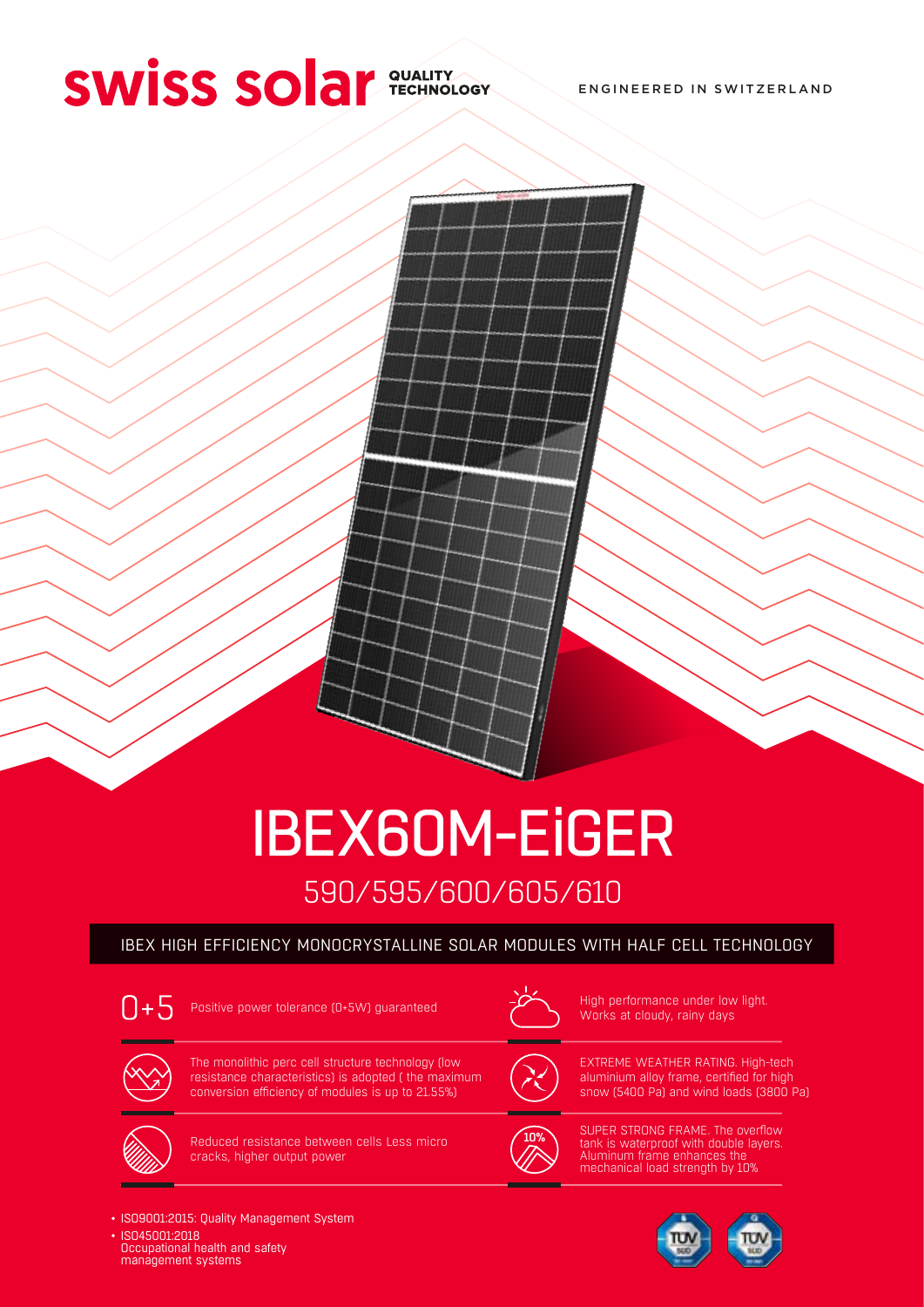**swiss solar** QUALITY TECHNOLOGY

ENGINEERED IN SWITZERLAND

# IBEX60M-EiGER

## 590/595/600/605/610

### IBEX HIGH EFFICIENCY MONOCRYSTALLINE SOLAR MODULES WITH HALF CELL TECHNOLOGY

0+5 Positive power tolerance (0+5W) guaranteed

High performance under low light. Works at cloudy, rainy days

The monolithic perc cell structure technology (low resistance characteristics) is adopted ( the maximum conversion efficiency of modules is up to 21.55%)

EXTREME WEATHER RATING. High-tech aluminium alloy frame, certified for high snow (5400 Pa) and wind loads (3800 Pa)

Reduced resistance between cells Less micro cracks, higher output power

10% SUPER STRONG FRAME. The overflow tank is waterproof with double layers. Aluminum frame enhances the mechanical load strength by 10%

- ISO9001:2015: Quality Management System
- ISO45001:2018 Occupational health and safety management systems

TÜV SÜD TÜV SÜD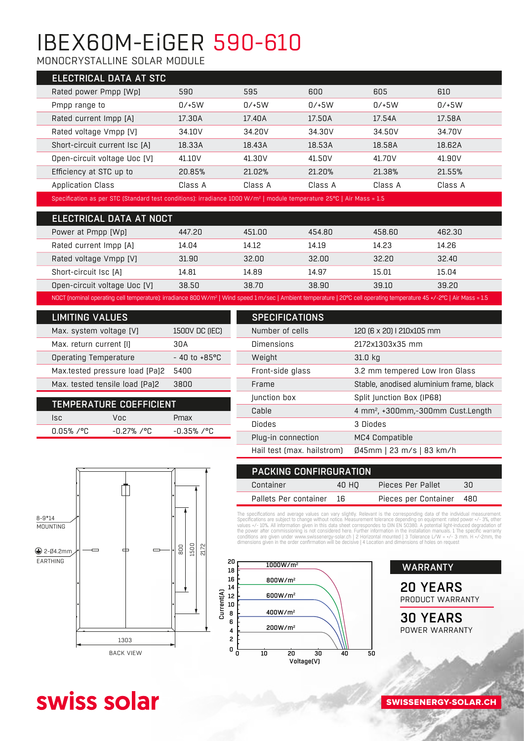# IBEX60M-EiGER 590-610

MONOCRYSTALLINE SOLAR MODULE

## ELECTRICAL DATA AT STC

| | | | | | |
|---|---|---|---|---|---|
| Rated power Pmpp [Wp] | 590 | 595 | 600 | 605 | 610 |
| Pmpp range to | 0/+5W | 0/+5W | 0/+5W | 0/+5W | 0/+5W |
| Rated current Impp [A] | 17.30A | 17.40A | 17.50A | 17.54A | 17.58A |
| Rated voltage Vmpp [V] | 34.10V | 34.20V | 34.30V | 34.50V | 34.70V |
| Short-circuit current Isc [A] | 18.33A | 18.43A | 18.53A | 18.58A | 18.62A |
| Open-circuit voltage Uoc [V] | 41.10V | 41.30V | 41.50V | 41.70V | 41.90V |
| Efficiency at STC up to | 20.85% | 21.02% | 21.20% | 21.38% | 21.55% |
| Application Class | Class A | Class A | Class A | Class A | Class A |

Specification as per STC (Standard test conditions): irradiance 1000 W/m² | module temperature 25°C | Air Mass = 1.5

## ELECTRICAL DATA AT NOCT

| | | | | | |
|---|---|---|---|---|---|
| Power at Pmpp [Wp] | 447.20 | 451.00 | 454.80 | 458.60 | 462.30 |
| Rated current Impp [A] | 14.04 | 14.12 | 14.19 | 14.23 | 14.26 |
| Rated voltage Vmpp [V] | 31.90 | 32.00 | 32.00 | 32.20 | 32.40 |
| Short-circuit Isc [A] | 14.81 | 14.89 | 14.97 | 15.01 | 15.04 |
| Open-circuit voltage Uoc [V] | 38.50 | 38.70 | 38.90 | 39.10 | 39.20 |

NOCT (nominal operating cell temperature): irradiance 800 W/m² | Wind speed 1 m/sec | Ambient temperature | 20°C cell operating temperature 45 +/-2°C | Air Mass = 1.5

## LIMITING VALUES

| | |
|---|---|
| Max. system voltage [V] | 1500V DC (IEC) |
| Max. return current [I] | 30A |
| Operating Temperature | - 40 to +85°C |
| Max.tested pressure load [Pa]2 | 5400 |
| Max. tested tensile load [Pa]2 | 3800 |

## TEMPERATURE COEFFICIENT

| Isc | Voc | Pmax |
|---|---|---|
| 0.05% /°C | -0.27% /°C | -0.35% /°C |

## SPECIFICATIONS

| | |
|---|---|
| Number of cells | 120 (6 x 20) I 210x105 mm |
| Dimensions | 2172x1303x35 mm |
| Weight | 31.0 kg |
| Front-side glass | 3.2 mm tempered Low Iron Glass |
| Frame | Stable, anodised aluminium frame, black |
| Junction box | Split Junction Box (IP68) |
| Cable | 4 mm², +300mm,-300mm Cust.Length |
| Diodes | 3 Diodes |
| Plug-in connection | MC4 Compatible |
| Hail test (max. hailstrom) | Ø45mm \| 23 m/s \| 83 km/h |

## PACKING CONFIRGURATION

| | | | |
|---|---|---|---|
| Container | 40 HQ | Pieces Per Pallet | 30 |
| Pallets Per container | 16 | Pieces per Container | 480 |

The specifications and average values can vary slightly. Relevant is the corresponding data of the individual measurement. Specifications are subject to change without notice. Measurement tolerance depending on equipment: rated power +/- 3%, other values +/- 10%. All information given in this data sheet corresponds to DIN EN 50380. A potential light-induced degradation of the power after commissioning is not considered here. Further information in the installation manuals. 1 The specific warranty conditions are given under www.swissenergy-solar.ch | 2 Horizontal mounted | 3 Tolerance L/W = +/- 3 mm. H +/-2mm, the dimensions given in the order confirmation will be decisive | 4 Location and dimensions of holes on request

8-9*14
MOUNTING

2-Ø4.2mm
EARTHING

800
1500
2172
1303

BACK VIEW

Current(A)
Voltage(V)
1000W/m²
800W/m²
600W/m²
400W/m²
200W/m²
0 2 4 6 8 10 12 14 16 18 20
0 10 20 30 40 50

## WARRANTY

**20 YEARS**
PRODUCT WARRANTY

**30 YEARS**
POWER WARRANTY

swiss solar

SWISSENERGY-SOLAR.CH